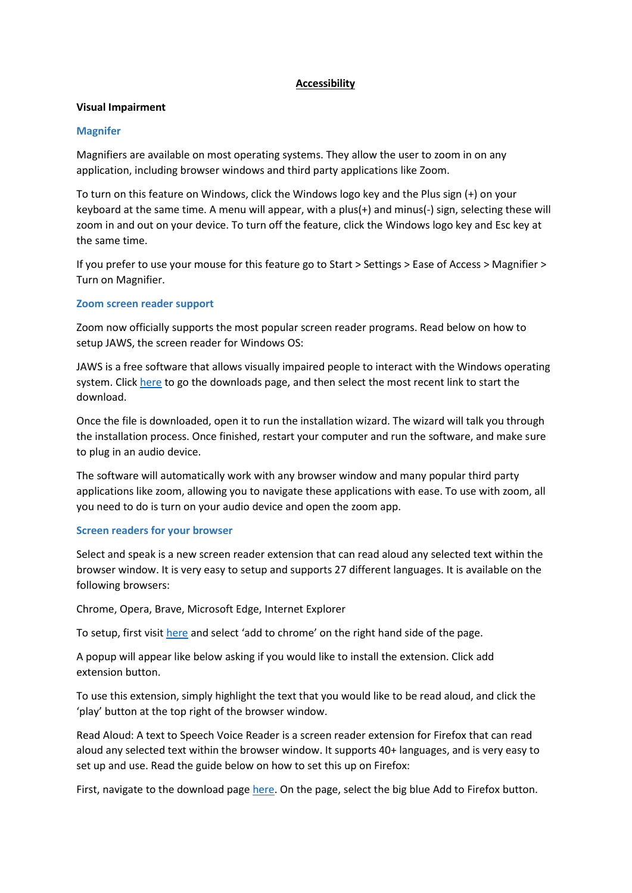# Accessibility

## Visual Impairment

### Magnifer

Magnifiers are available on most operating systems. They allow the user to zoom in on any application, including browser windows and third party applications like Zoom.

To turn on this feature on Windows, click the Windows logo key and the Plus sign (+) on your keyboard at the same time. A menu will appear, with a plus(+) and minus(-) sign, selecting these will zoom in and out on your device. To turn off the feature, click the Windows logo key and Esc key at the same time.

If you prefer to use your mouse for this feature go to Start > Settings > Ease of Access > Magnifier > Turn on Magnifier.

### Zoom screen reader support

Zoom now officially supports the most popular screen reader programs. Read below on how to setup JAWS, the screen reader for Windows OS:

JAWS is a free software that allows visually impaired people to interact with the Windows operating system. Click here to go the downloads page, and then select the most recent link to start the download.

Once the file is downloaded, open it to run the installation wizard. The wizard will talk you through the installation process. Once finished, restart your computer and run the software, and make sure to plug in an audio device.

The software will automatically work with any browser window and many popular third party applications like zoom, allowing you to navigate these applications with ease. To use with zoom, all you need to do is turn on your audio device and open the zoom app.

### Screen readers for your browser

Select and speak is a new screen reader extension that can read aloud any selected text within the browser window. It is very easy to setup and supports 27 different languages. It is available on the following browsers:

Chrome, Opera, Brave, Microsoft Edge, Internet Explorer

To setup, first visit here and select 'add to chrome' on the right hand side of the page.

A popup will appear like below asking if you would like to install the extension. Click add extension button.

To use this extension, simply highlight the text that you would like to be read aloud, and click the 'play' button at the top right of the browser window.

Read Aloud: A text to Speech Voice Reader is a screen reader extension for Firefox that can read aloud any selected text within the browser window. It supports 40+ languages, and is very easy to set up and use. Read the guide below on how to set this up on Firefox:

First, navigate to the download page here. On the page, select the big blue Add to Firefox button.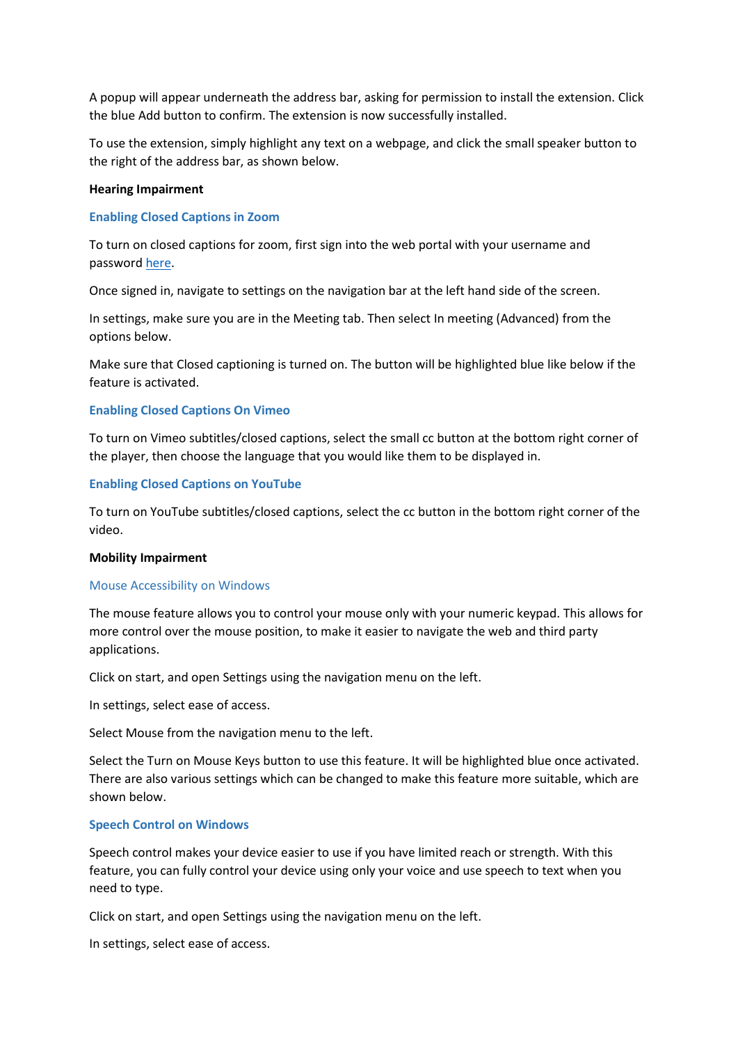A popup will appear underneath the address bar, asking for permission to install the extension. Click the blue Add button to confirm. The extension is now successfully installed.

To use the extension, simply highlight any text on a webpage, and click the small speaker button to the right of the address bar, as shown below.

**Hearing Impairment**

### Enabling Closed Captions in Zoom

To turn on closed captions for zoom, first sign into the web portal with your username and password here.

Once signed in, navigate to settings on the navigation bar at the left hand side of the screen.

In settings, make sure you are in the Meeting tab. Then select In meeting (Advanced) from the options below.

Make sure that Closed captioning is turned on. The button will be highlighted blue like below if the feature is activated.

### Enabling Closed Captions On Vimeo

To turn on Vimeo subtitles/closed captions, select the small cc button at the bottom right corner of the player, then choose the language that you would like them to be displayed in.

### Enabling Closed Captions on YouTube

To turn on YouTube subtitles/closed captions, select the cc button in the bottom right corner of the video.

**Mobility Impairment**

### Mouse Accessibility on Windows

The mouse feature allows you to control your mouse only with your numeric keypad. This allows for more control over the mouse position, to make it easier to navigate the web and third party applications.

Click on start, and open Settings using the navigation menu on the left.

In settings, select ease of access.

Select Mouse from the navigation menu to the left.

Select the Turn on Mouse Keys button to use this feature. It will be highlighted blue once activated. There are also various settings which can be changed to make this feature more suitable, which are shown below.

### Speech Control on Windows

Speech control makes your device easier to use if you have limited reach or strength. With this feature, you can fully control your device using only your voice and use speech to text when you need to type.

Click on start, and open Settings using the navigation menu on the left.

In settings, select ease of access.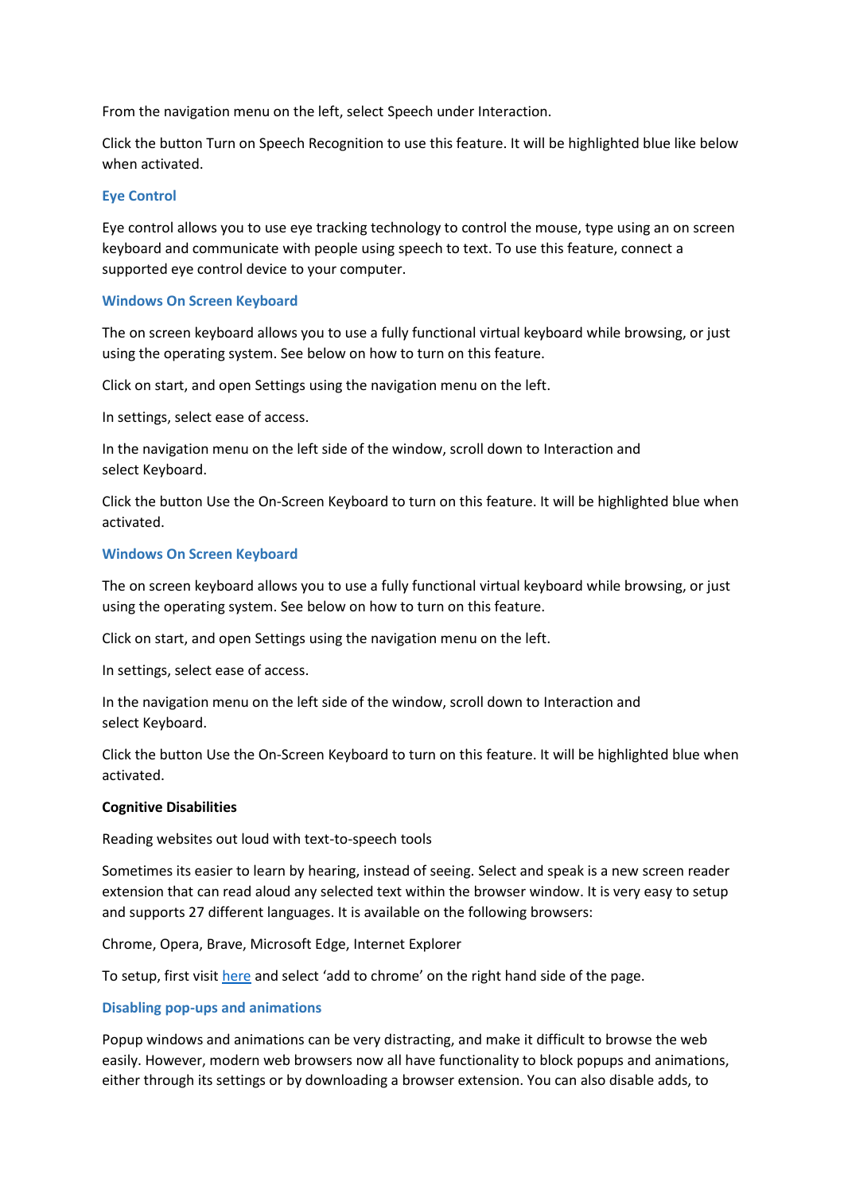From the navigation menu on the left, select Speech under Interaction.

Click the button Turn on Speech Recognition to use this feature. It will be highlighted blue like below when activated.

### Eye Control

Eye control allows you to use eye tracking technology to control the mouse, type using an on screen keyboard and communicate with people using speech to text. To use this feature, connect a supported eye control device to your computer.

### Windows On Screen Keyboard

The on screen keyboard allows you to use a fully functional virtual keyboard while browsing, or just using the operating system. See below on how to turn on this feature.

Click on start, and open Settings using the navigation menu on the left.

In settings, select ease of access.

In the navigation menu on the left side of the window, scroll down to Interaction and select Keyboard.

Click the button Use the On-Screen Keyboard to turn on this feature. It will be highlighted blue when activated.

### Windows On Screen Keyboard

The on screen keyboard allows you to use a fully functional virtual keyboard while browsing, or just using the operating system. See below on how to turn on this feature.

Click on start, and open Settings using the navigation menu on the left.

In settings, select ease of access.

In the navigation menu on the left side of the window, scroll down to Interaction and select Keyboard.

Click the button Use the On-Screen Keyboard to turn on this feature. It will be highlighted blue when activated.

**Cognitive Disabilities**

Reading websites out loud with text-to-speech tools

Sometimes its easier to learn by hearing, instead of seeing. Select and speak is a new screen reader extension that can read aloud any selected text within the browser window. It is very easy to setup and supports 27 different languages. It is available on the following browsers:

Chrome, Opera, Brave, Microsoft Edge, Internet Explorer

To setup, first visit here and select 'add to chrome' on the right hand side of the page.

### Disabling pop-ups and animations

Popup windows and animations can be very distracting, and make it difficult to browse the web easily. However, modern web browsers now all have functionality to block popups and animations, either through its settings or by downloading a browser extension. You can also disable adds, to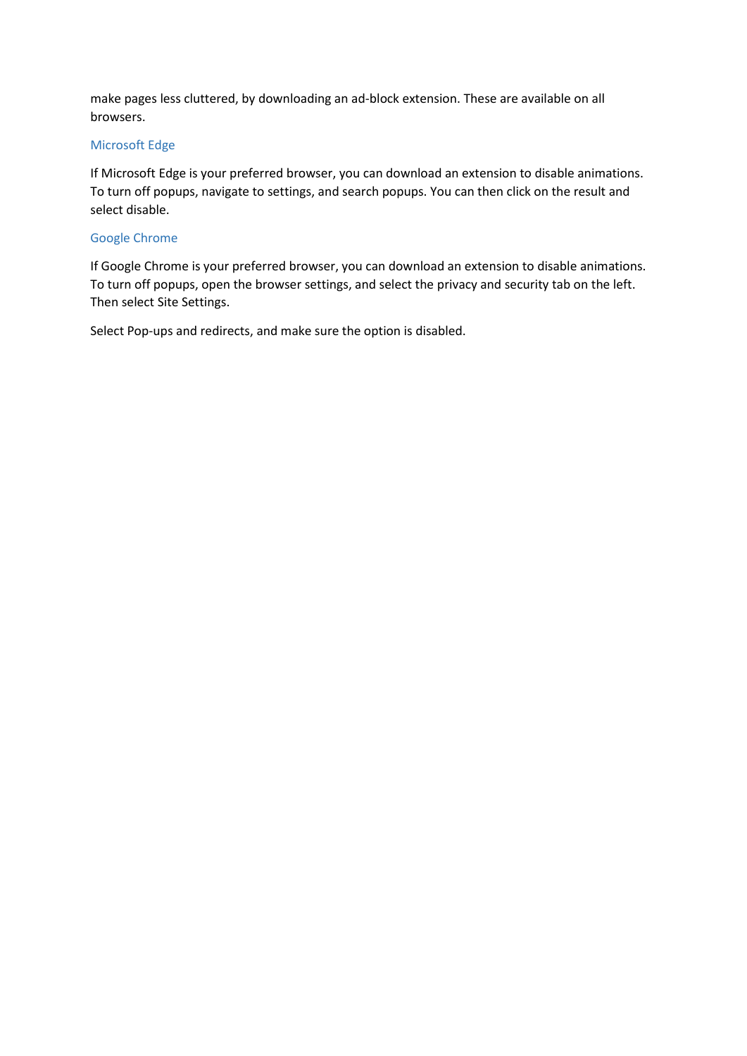make pages less cluttered, by downloading an ad-block extension. These are available on all browsers.

### Microsoft Edge

If Microsoft Edge is your preferred browser, you can download an extension to disable animations. To turn off popups, navigate to settings, and search popups. You can then click on the result and select disable.

### Google Chrome

If Google Chrome is your preferred browser, you can download an extension to disable animations. To turn off popups, open the browser settings, and select the privacy and security tab on the left. Then select Site Settings.

Select Pop-ups and redirects, and make sure the option is disabled.